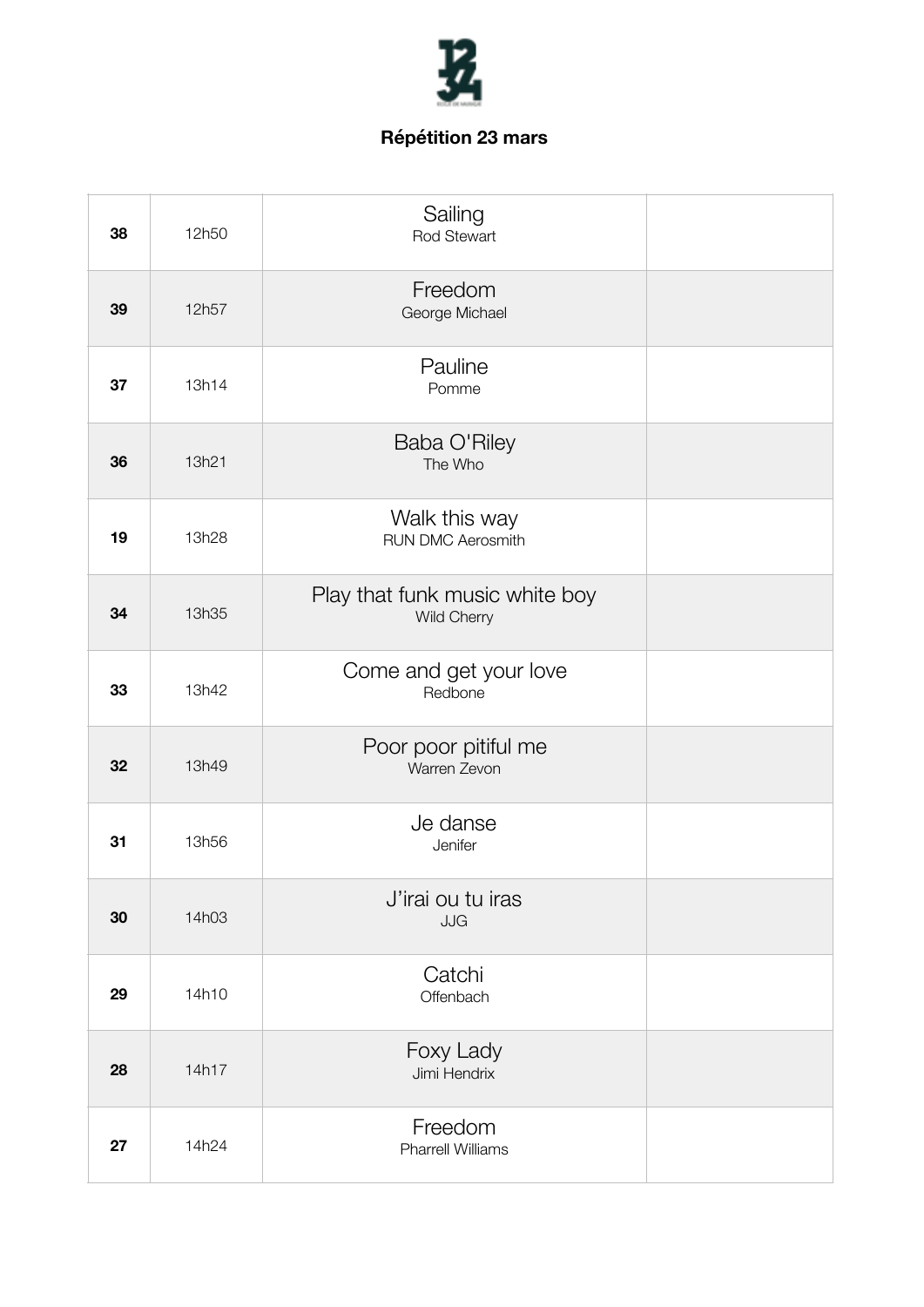# Répétition 23 mars

| | | | |
|---|---|---|---|
| **38** | 12h50 | Sailing<br>Rod Stewart | |
| **39** | 12h57 | Freedom<br>George Michael | |
| **37** | 13h14 | Pauline<br>Pomme | |
| **36** | 13h21 | Baba O'Riley<br>The Who | |
| **19** | 13h28 | Walk this way<br>RUN DMC Aerosmith | |
| **34** | 13h35 | Play that funk music white boy<br>Wild Cherry | |
| **33** | 13h42 | Come and get your love<br>Redbone | |
| **32** | 13h49 | Poor poor pitiful me<br>Warren Zevon | |
| **31** | 13h56 | Je danse<br>Jenifer | |
| **30** | 14h03 | J'irai ou tu iras<br>JJG | |
| **29** | 14h10 | Catchi<br>Offenbach | |
| **28** | 14h17 | Foxy Lady<br>Jimi Hendrix | |
| **27** | 14h24 | Freedom<br>Pharrell Williams | |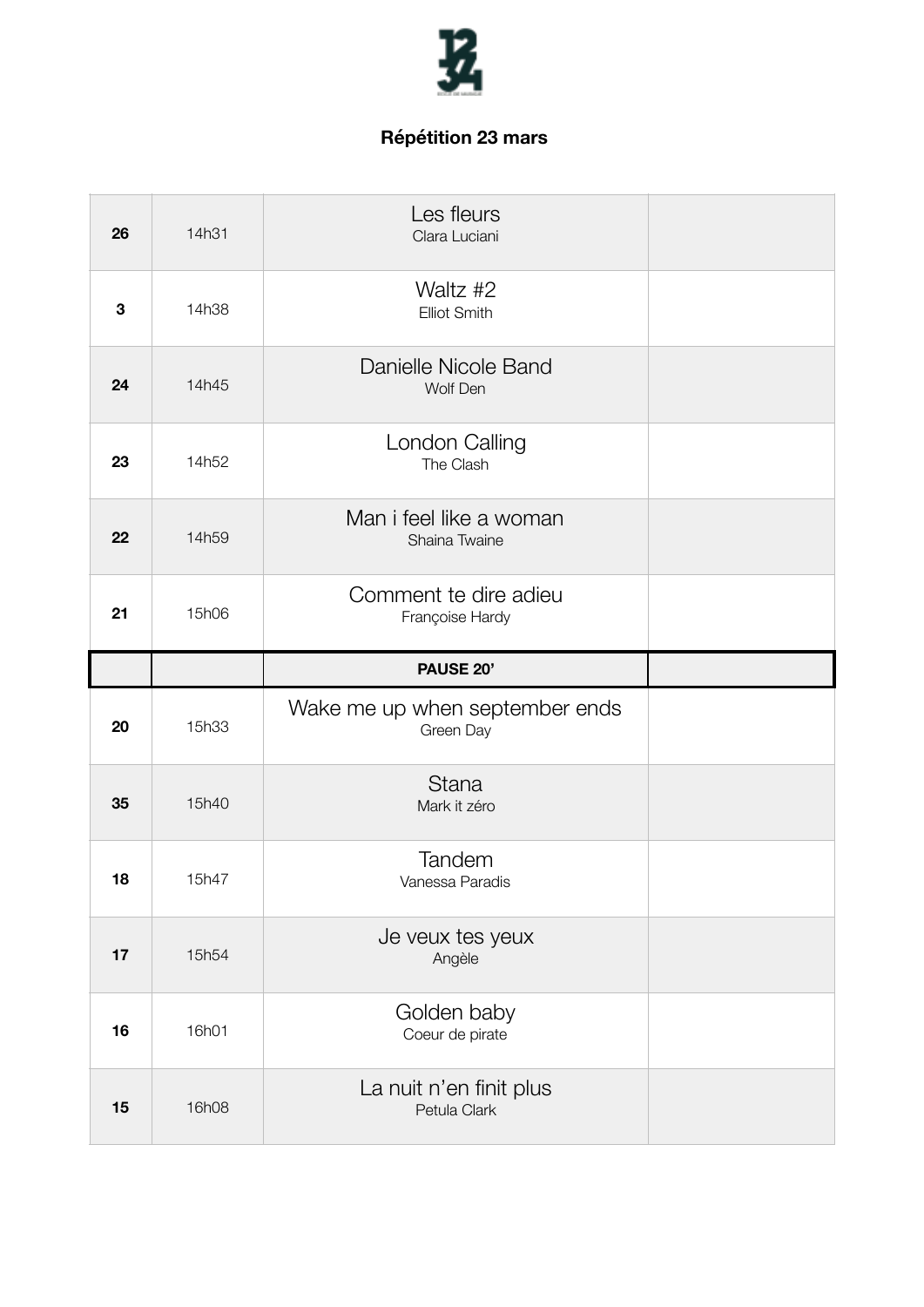## Répétition 23 mars

| | | | |
|---|---|---|---|
| **26** | 14h31 | Les fleurs<br>Clara Luciani | |
| **3** | 14h38 | Waltz #2<br>Elliot Smith | |
| **24** | 14h45 | Danielle Nicole Band<br>Wolf Den | |
| **23** | 14h52 | London Calling<br>The Clash | |
| **22** | 14h59 | Man i feel like a woman<br>Shaina Twaine | |
| **21** | 15h06 | Comment te dire adieu<br>Françoise Hardy | |
| | | **PAUSE 20'** | |
| **20** | 15h33 | Wake me up when september ends<br>Green Day | |
| **35** | 15h40 | Stana<br>Mark it zéro | |
| **18** | 15h47 | Tandem<br>Vanessa Paradis | |
| **17** | 15h54 | Je veux tes yeux<br>Angèle | |
| **16** | 16h01 | Golden baby<br>Coeur de pirate | |
| **15** | 16h08 | La nuit n'en finit plus<br>Petula Clark | |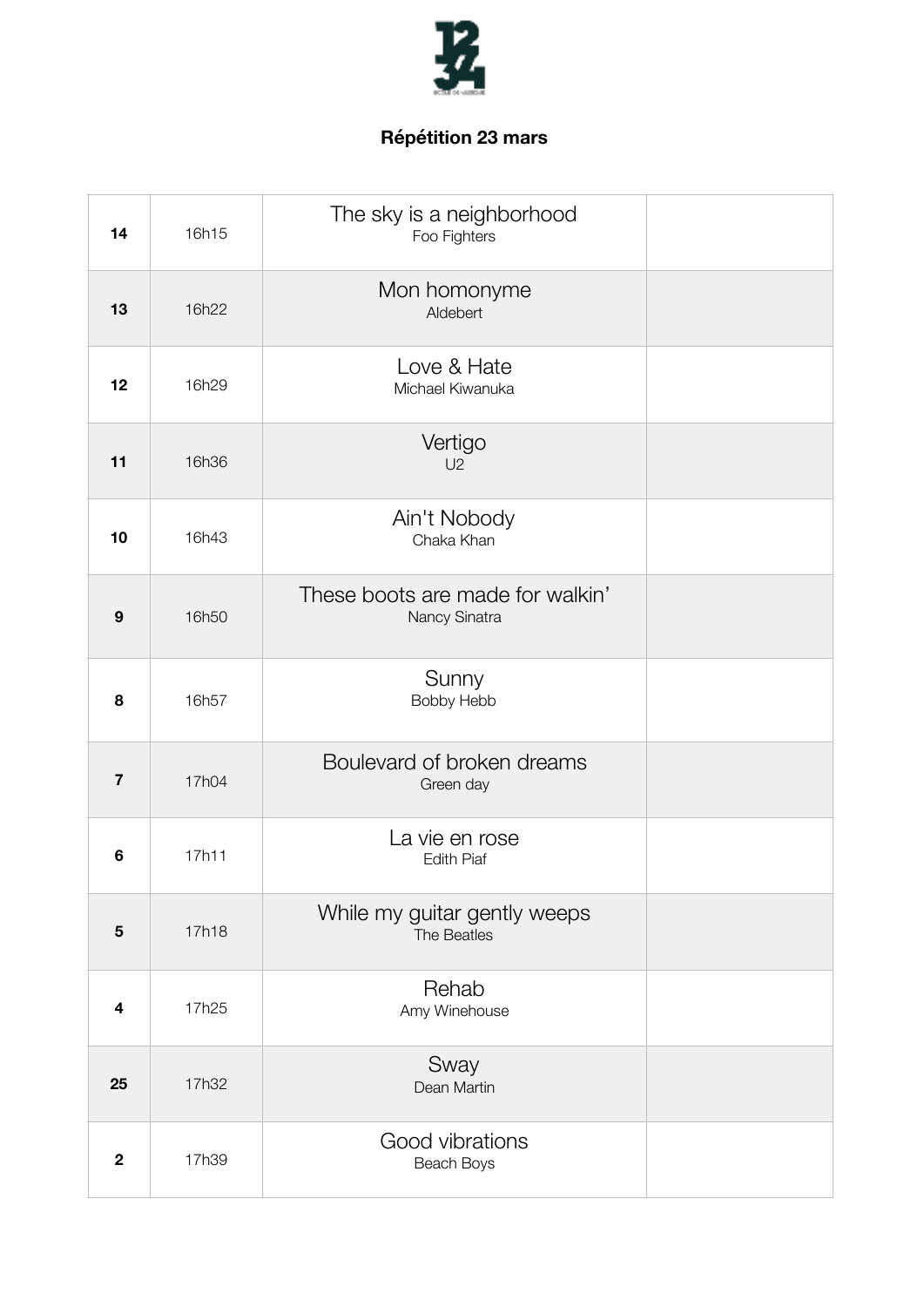## Répétition 23 mars

| | | | |
|---|---|---|---|
| **14** | 16h15 | The sky is a neighborhood<br>Foo Fighters | |
| **13** | 16h22 | Mon homonyme<br>Aldebert | |
| **12** | 16h29 | Love & Hate<br>Michael Kiwanuka | |
| **11** | 16h36 | Vertigo<br>U2 | |
| **10** | 16h43 | Ain't Nobody<br>Chaka Khan | |
| **9** | 16h50 | These boots are made for walkin'<br>Nancy Sinatra | |
| **8** | 16h57 | Sunny<br>Bobby Hebb | |
| **7** | 17h04 | Boulevard of broken dreams<br>Green day | |
| **6** | 17h11 | La vie en rose<br>Edith Piaf | |
| **5** | 17h18 | While my guitar gently weeps<br>The Beatles | |
| **4** | 17h25 | Rehab<br>Amy Winehouse | |
| **25** | 17h32 | Sway<br>Dean Martin | |
| **2** | 17h39 | Good vibrations<br>Beach Boys | |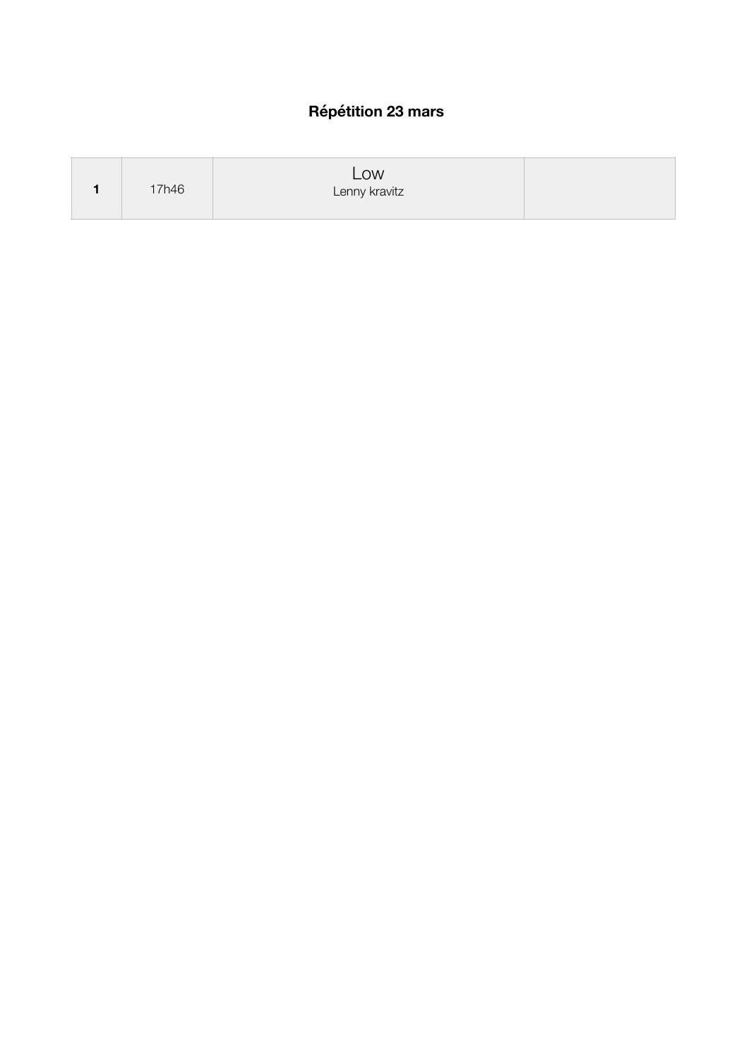**Répétition 23 mars**

| | | | |
|---|---|---|---|
| **1** | 17h46 | Low<br>Lenny kravitz | |